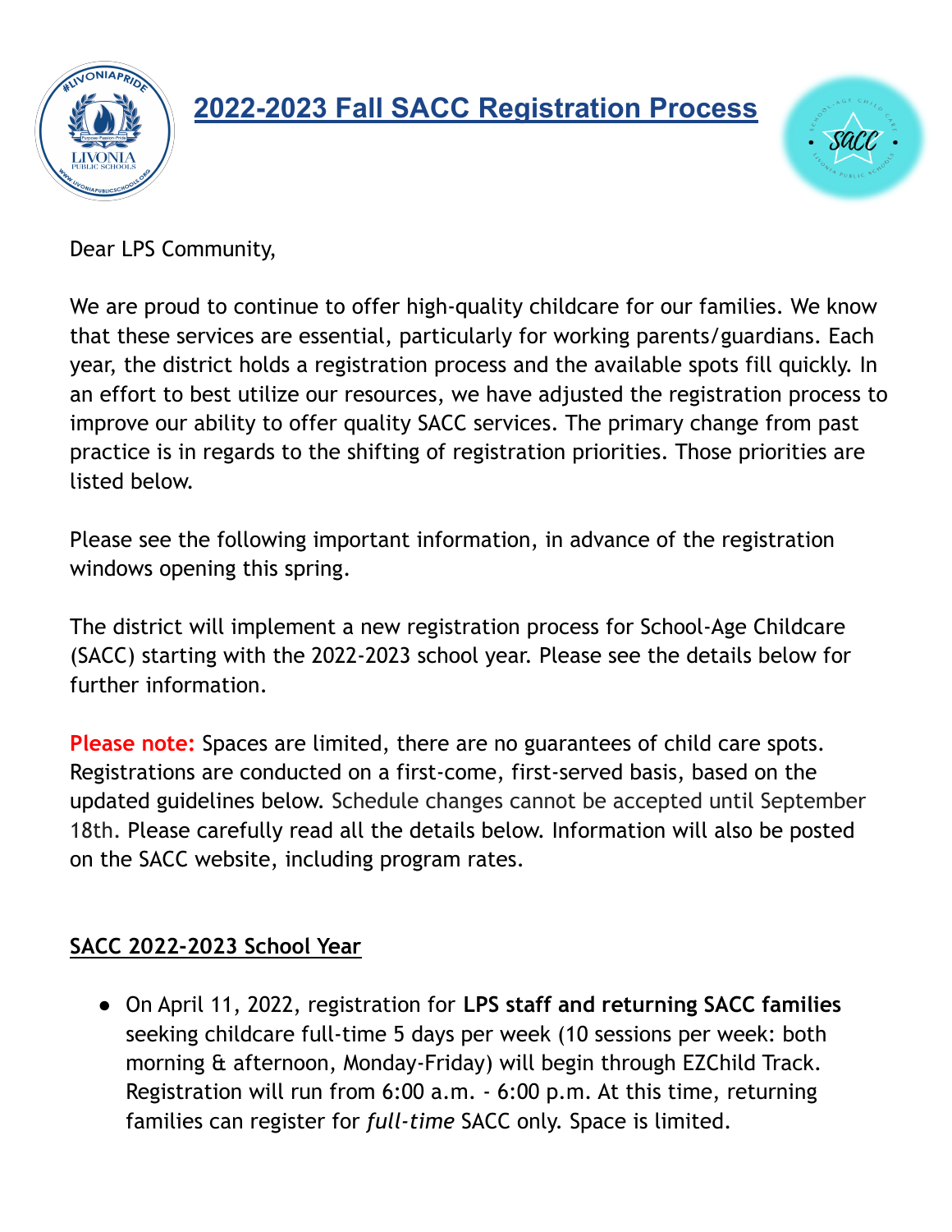# 2022-2023 Fall SACC Registration Process

Dear LPS Community,

We are proud to continue to offer high-quality childcare for our families. We know that these services are essential, particularly for working parents/guardians. Each year, the district holds a registration process and the available spots fill quickly. In an effort to best utilize our resources, we have adjusted the registration process to improve our ability to offer quality SACC services. The primary change from past practice is in regards to the shifting of registration priorities. Those priorities are listed below.

Please see the following important information, in advance of the registration windows opening this spring.

The district will implement a new registration process for School-Age Childcare (SACC) starting with the 2022-2023 school year. Please see the details below for further information.

**Please note:** Spaces are limited, there are no guarantees of child care spots. Registrations are conducted on a first-come, first-served basis, based on the updated guidelines below. Schedule changes cannot be accepted until September 18th. Please carefully read all the details below. Information will also be posted on the SACC website, including program rates.

## SACC 2022-2023 School Year

- On April 11, 2022, registration for **LPS staff and returning SACC families** seeking childcare full-time 5 days per week (10 sessions per week: both morning & afternoon, Monday-Friday) will begin through EZChild Track. Registration will run from 6:00 a.m. - 6:00 p.m. At this time, returning families can register for *full-time* SACC only. Space is limited.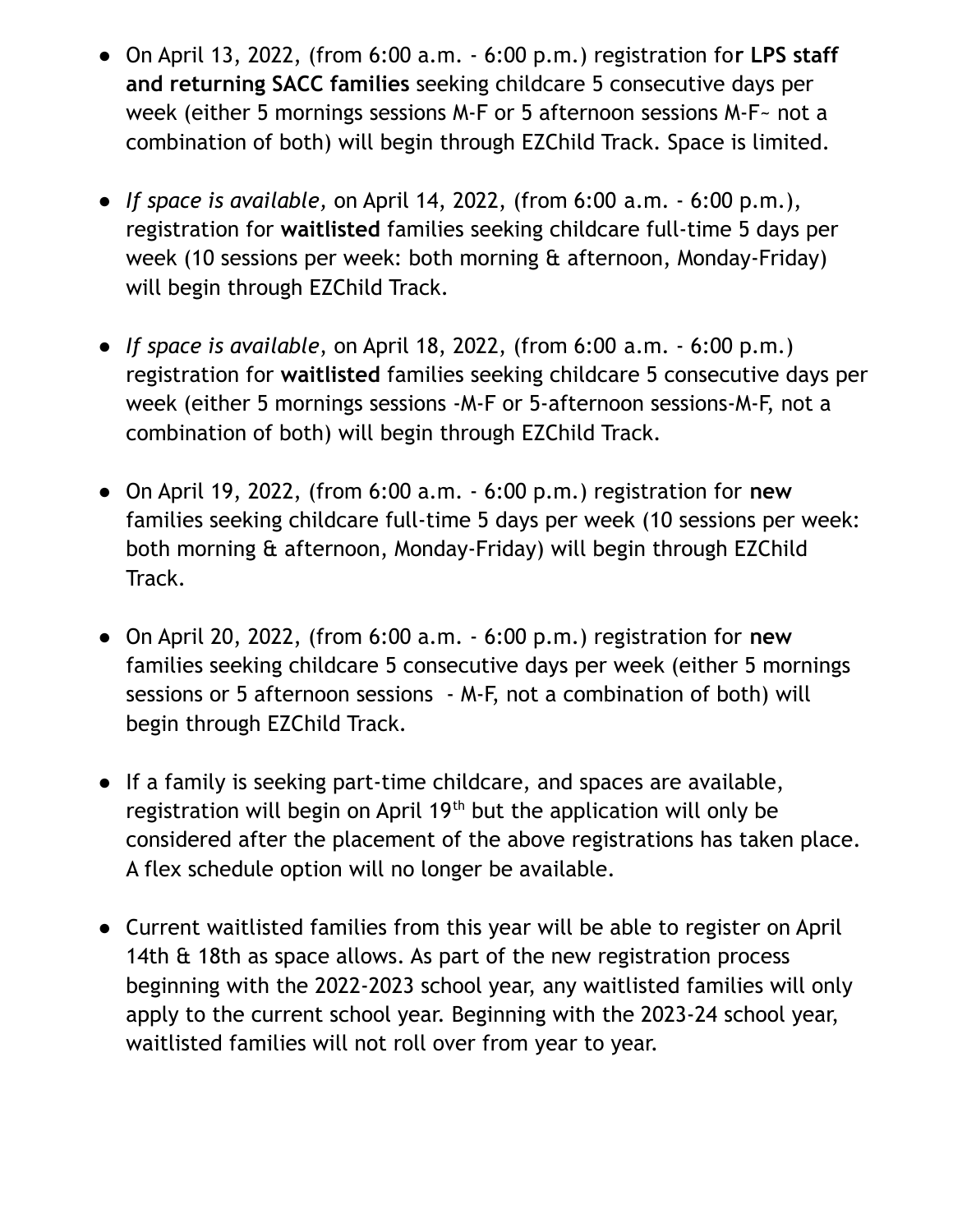- On April 13, 2022, (from 6:00 a.m. - 6:00 p.m.) registration for **LPS staff and returning SACC families** seeking childcare 5 consecutive days per week (either 5 mornings sessions M-F or 5 afternoon sessions M-F~ not a combination of both) will begin through EZChild Track. Space is limited.

- *If space is available,* on April 14, 2022, (from 6:00 a.m. - 6:00 p.m.), registration for **waitlisted** families seeking childcare full-time 5 days per week (10 sessions per week: both morning & afternoon, Monday-Friday) will begin through EZChild Track.

- *If space is available*, on April 18, 2022, (from 6:00 a.m. - 6:00 p.m.) registration for **waitlisted** families seeking childcare 5 consecutive days per week (either 5 mornings sessions -M-F or 5-afternoon sessions-M-F, not a combination of both) will begin through EZChild Track.

- On April 19, 2022, (from 6:00 a.m. - 6:00 p.m.) registration for **new** families seeking childcare full-time 5 days per week (10 sessions per week: both morning & afternoon, Monday-Friday) will begin through EZChild Track.

- On April 20, 2022, (from 6:00 a.m. - 6:00 p.m.) registration for **new** families seeking childcare 5 consecutive days per week (either 5 mornings sessions or 5 afternoon sessions - M-F, not a combination of both) will begin through EZChild Track.

- If a family is seeking part-time childcare, and spaces are available, registration will begin on April 19th but the application will only be considered after the placement of the above registrations has taken place. A flex schedule option will no longer be available.

- Current waitlisted families from this year will be able to register on April 14th & 18th as space allows. As part of the new registration process beginning with the 2022-2023 school year, any waitlisted families will only apply to the current school year. Beginning with the 2023-24 school year, waitlisted families will not roll over from year to year.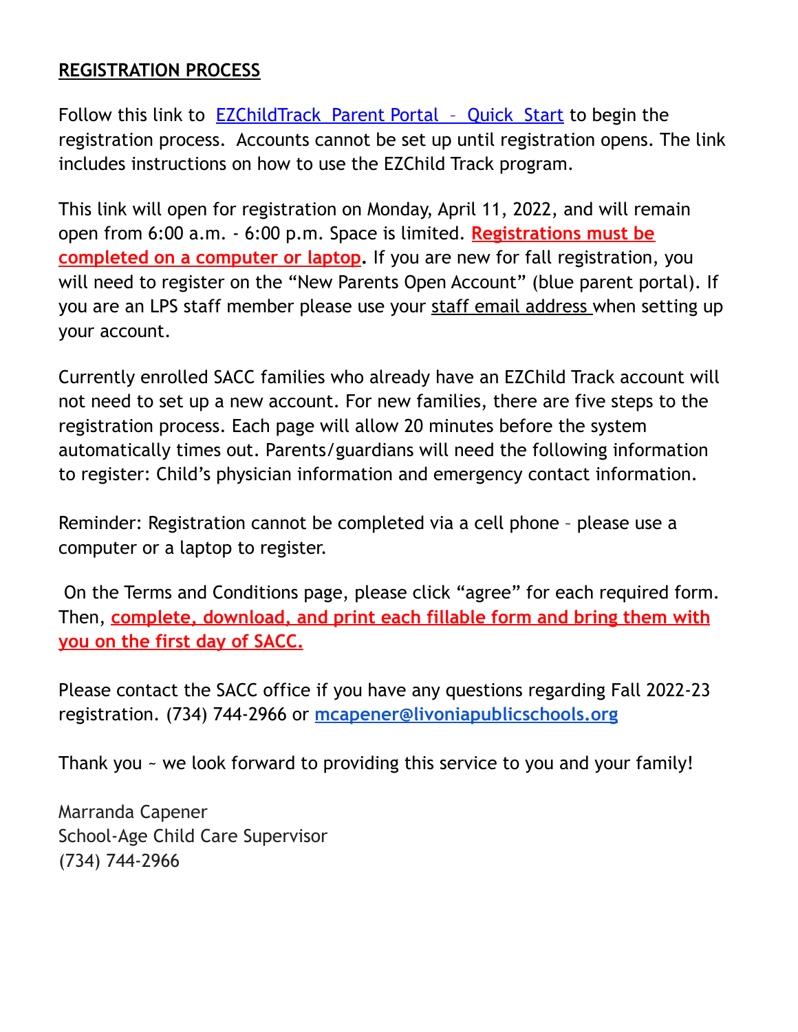**REGISTRATION PROCESS**

Follow this link to EZChildTrack Parent Portal – Quick Start to begin the registration process. Accounts cannot be set up until registration opens. The link includes instructions on how to use the EZChild Track program.

This link will open for registration on Monday, April 11, 2022, and will remain open from 6:00 a.m. - 6:00 p.m. Space is limited. **Registrations must be completed on a computer or laptop.** If you are new for fall registration, you will need to register on the "New Parents Open Account" (blue parent portal). If you are an LPS staff member please use your staff email address when setting up your account.

Currently enrolled SACC families who already have an EZChild Track account will not need to set up a new account. For new families, there are five steps to the registration process. Each page will allow 20 minutes before the system automatically times out. Parents/guardians will need the following information to register: Child's physician information and emergency contact information.

Reminder: Registration cannot be completed via a cell phone – please use a computer or a laptop to register.

On the Terms and Conditions page, please click "agree" for each required form. Then, **complete, download, and print each fillable form and bring them with you on the first day of SACC.**

Please contact the SACC office if you have any questions regarding Fall 2022-23 registration. (734) 744-2966 or **mcapener@livoniapublicschools.org**

Thank you ~ we look forward to providing this service to you and your family!

Marranda Capener
School-Age Child Care Supervisor
(734) 744-2966